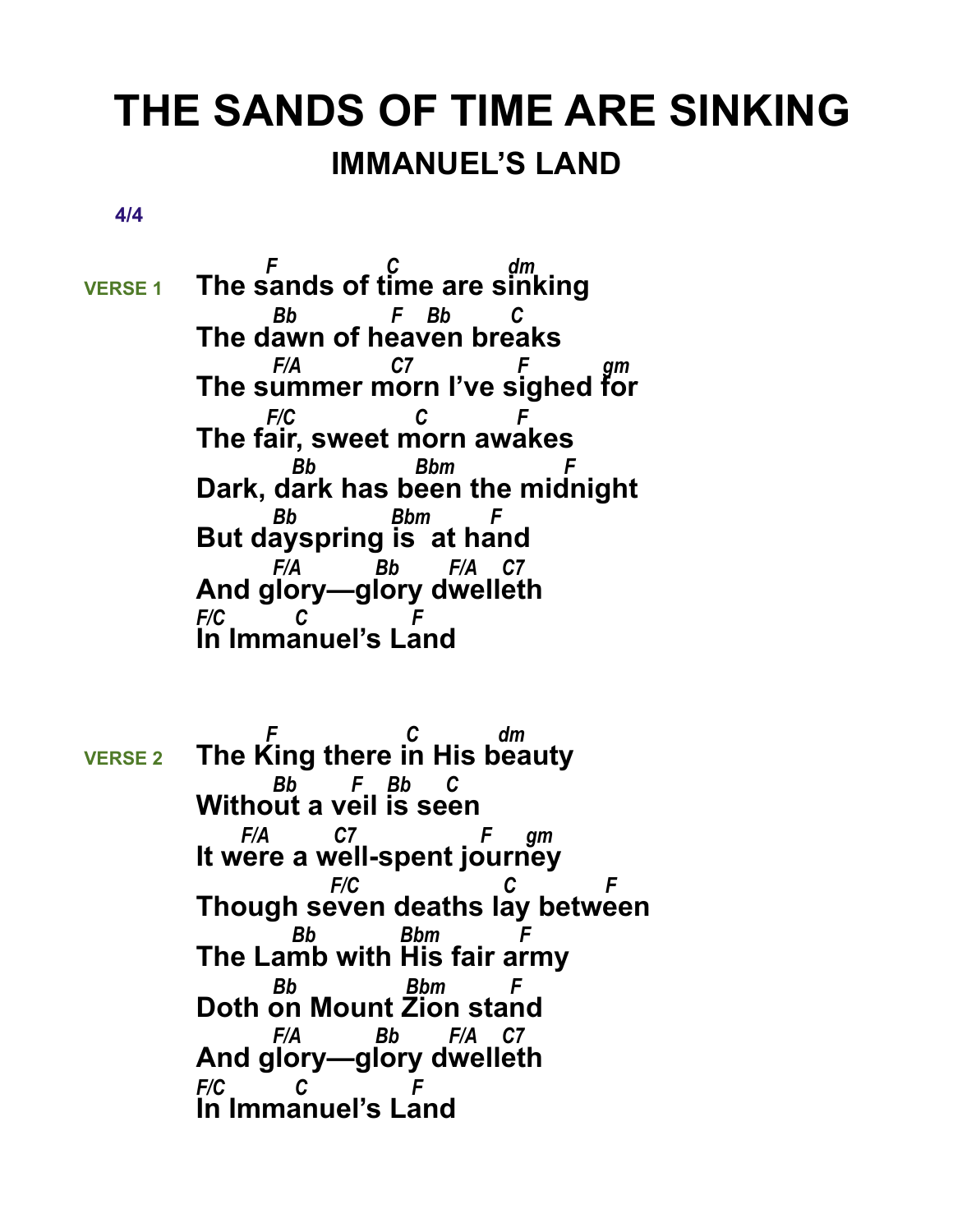# THE SANDS OF TIME ARE SINKING

## IMMANUEL'S LAND

4/4

**VERSE 1**

```
    F             C             dm
The sands of time are sinking
    Bb          F   Bb      C
The dawn of heaven breaks
    F/A         C7          F       gm
The summer morn I've sighed for
    F/C           C         F
The fair, sweet morn awakes
     Bb           Bbm            F
Dark, dark has been the midnight
    Bb           Bbm        F
But dayspring is  at hand
    F/A        Bb      F/A   C7
And glory—glory dwelleth
F/C       C          F
In Immanuel's Land
```

**VERSE 2**

```
    F               C          dm
The King there in His beauty
       Bb       F   Bb    C
Without a veil is seen
    F/A      C7              F     gm
It were a well-spent journey
              F/C               C          F
Though seven deaths lay between
         Bb          Bbm          F
The Lamb with His fair army
    Bb             Bbm        F
Doth on Mount Zion stand
    F/A        Bb      F/A   C7
And glory—glory dwelleth
F/C       C          F
In Immanuel's Land
```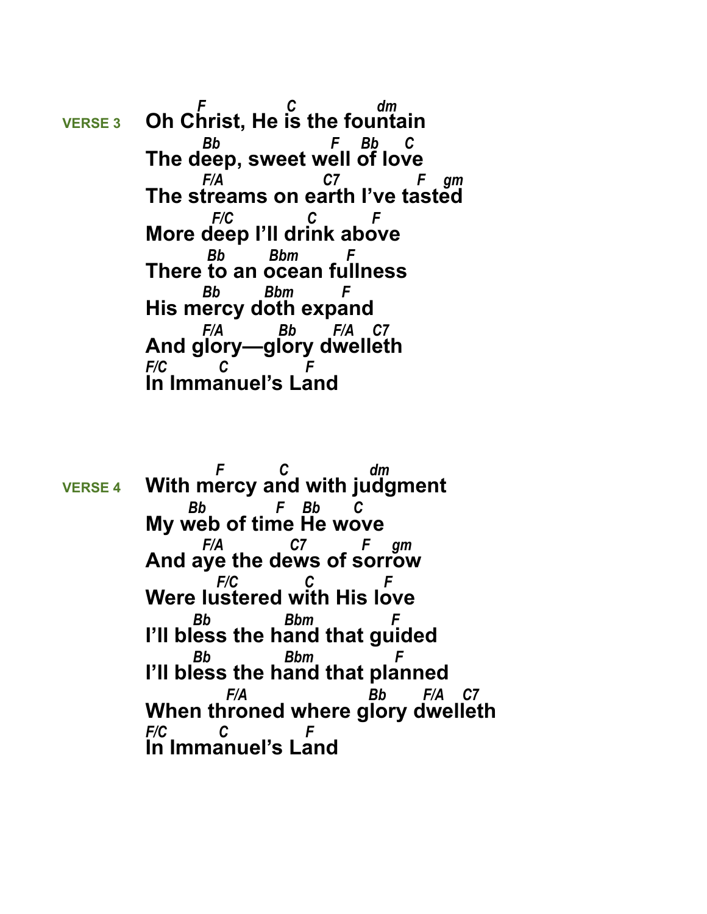```
VERSE 3
        F              C                dm
        Oh Christ, He is the fountain
           Bb                  F    Bb     C
        The deep, sweet well of love
           F/A                C7              F    gm
        The streams on earth I've tasted
             F/C            C          F
        More deep I'll drink above
             Bb         Bbm          F
        There to an ocean fullness
            Bb         Bbm          F
        His mercy doth expand
            F/A           Bb       F/A    C7
        And glory—glory dwelleth
        F/C         C              F
        In Immanuel's Land
```

```
VERSE 4
                F           C                dm
        With mercy and with judgment
             Bb              F    Bb       C
        My web of time He wove
            F/A              C7            F     gm
        And aye the dews of sorrow
                F/C              C           F
        Were lustered with His love
              Bb              Bbm              F
        I'll bless the hand that guided
              Bb              Bbm                F
        I'll bless the hand that planned
                  F/A                        Bb       F/A    C7
        When throned where glory dwelleth
        F/C         C              F
        In Immanuel's Land
```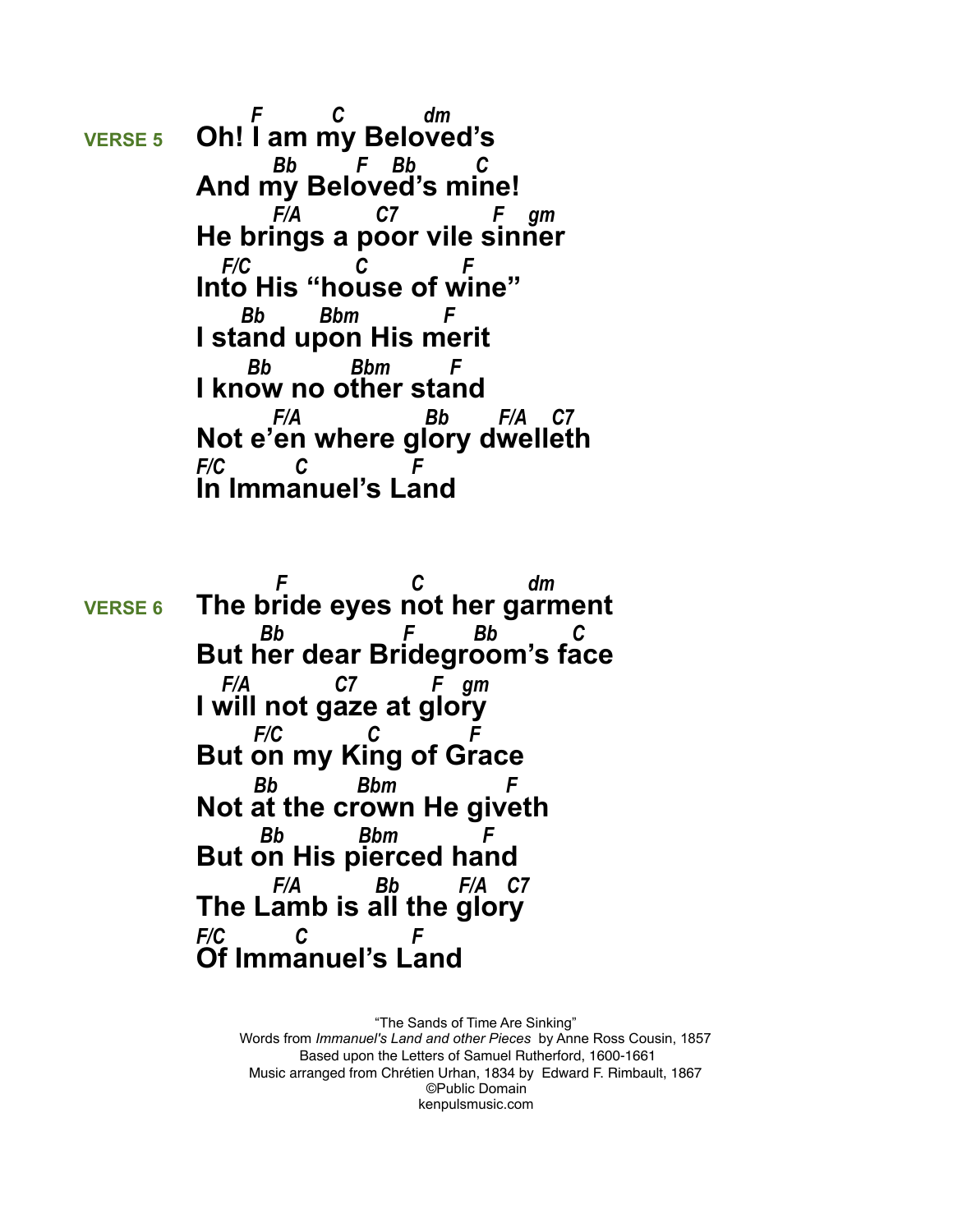**VERSE 5**

```
         F         C          dm
Oh! I am my Beloved's
       Bb        F   Bb        C
And my Beloved's mine!
        F/A         C7           F    gm
He brings a poor vile sinner
   F/C          C           F
Into His "house of wine"
    Bb        Bbm           F
I stand upon His merit
     Bb          Bbm         F
I know no other stand
        F/A                Bb       F/A    C7
Not e'en where glory dwelleth
F/C        C              F
In Immanuel's Land
```

**VERSE 6**

```
         F                 C              dm
The bride eyes not her garment
      Bb                F         Bb          C
But her dear Bridegroom's face
   F/A          C7         F  gm
I will not gaze at glory
      F/C          C          F
But on my King of Grace
      Bb          Bbm               F
Not at the crown He giveth
      Bb          Bbm          F
But on His pierced hand
        F/A          Bb        F/A   C7
The Lamb is all the glory
F/C         C              F
Of Immanuel's Land
```

"The Sands of Time Are Sinking"
Words from *Immanuel's Land and other Pieces* by Anne Ross Cousin, 1857
Based upon the Letters of Samuel Rutherford, 1600-1661
Music arranged from Chrétien Urhan, 1834 by Edward F. Rimbault, 1867
©Public Domain
kenpulsmusic.com